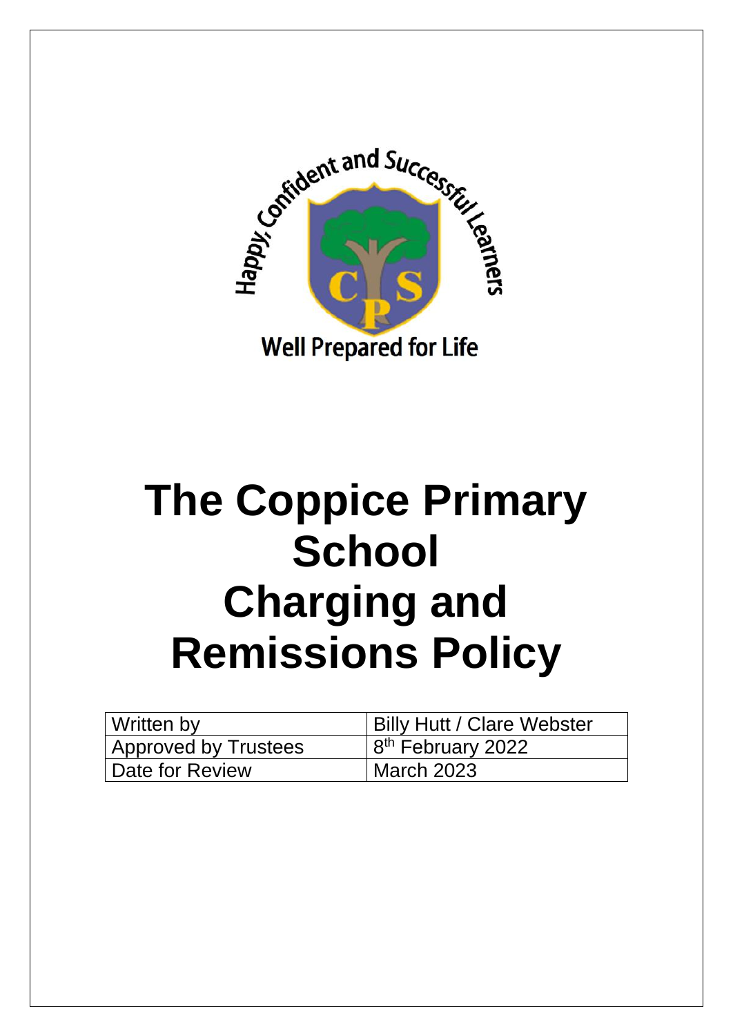Happy, Confident and Successful Learners

Well Prepared for Life

# The Coppice Primary School Charging and Remissions Policy

| Written by | Billy Hutt / Clare Webster |
|---|---|
| Approved by Trustees | 8th February 2022 |
| Date for Review | March 2023 |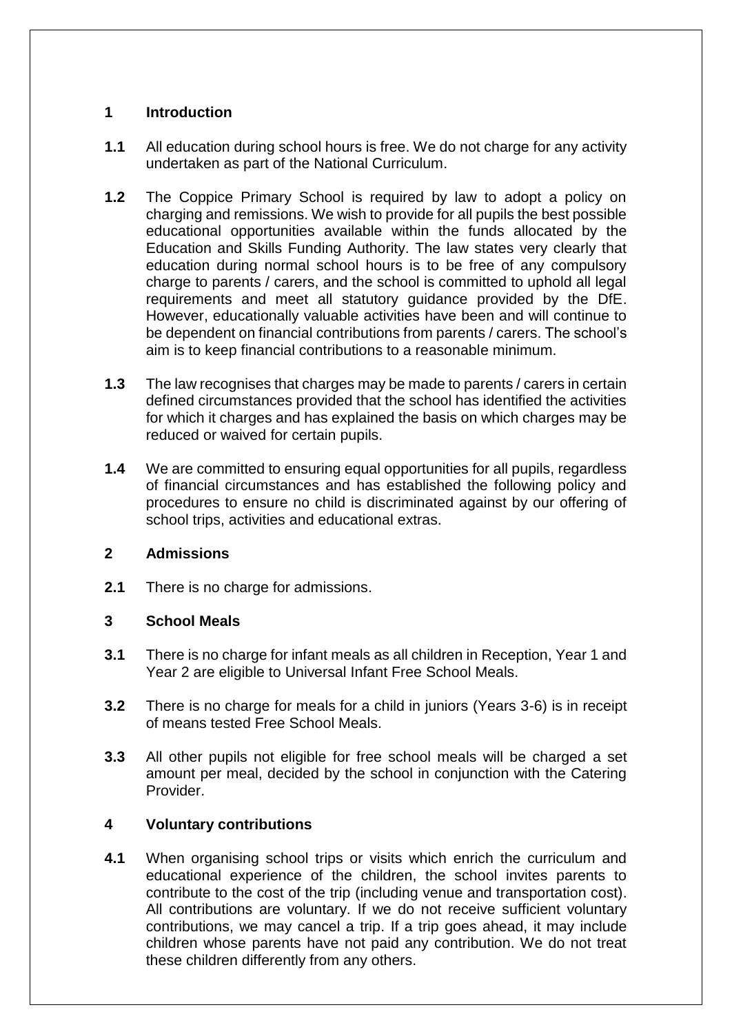## 1 Introduction

**1.1** All education during school hours is free. We do not charge for any activity undertaken as part of the National Curriculum.

**1.2** The Coppice Primary School is required by law to adopt a policy on charging and remissions. We wish to provide for all pupils the best possible educational opportunities available within the funds allocated by the Education and Skills Funding Authority. The law states very clearly that education during normal school hours is to be free of any compulsory charge to parents / carers, and the school is committed to uphold all legal requirements and meet all statutory guidance provided by the DfE. However, educationally valuable activities have been and will continue to be dependent on financial contributions from parents / carers. The school's aim is to keep financial contributions to a reasonable minimum.

**1.3** The law recognises that charges may be made to parents / carers in certain defined circumstances provided that the school has identified the activities for which it charges and has explained the basis on which charges may be reduced or waived for certain pupils.

**1.4** We are committed to ensuring equal opportunities for all pupils, regardless of financial circumstances and has established the following policy and procedures to ensure no child is discriminated against by our offering of school trips, activities and educational extras.

## 2 Admissions

**2.1** There is no charge for admissions.

## 3 School Meals

**3.1** There is no charge for infant meals as all children in Reception, Year 1 and Year 2 are eligible to Universal Infant Free School Meals.

**3.2** There is no charge for meals for a child in juniors (Years 3-6) is in receipt of means tested Free School Meals.

**3.3** All other pupils not eligible for free school meals will be charged a set amount per meal, decided by the school in conjunction with the Catering Provider.

## 4 Voluntary contributions

**4.1** When organising school trips or visits which enrich the curriculum and educational experience of the children, the school invites parents to contribute to the cost of the trip (including venue and transportation cost). All contributions are voluntary. If we do not receive sufficient voluntary contributions, we may cancel a trip. If a trip goes ahead, it may include children whose parents have not paid any contribution. We do not treat these children differently from any others.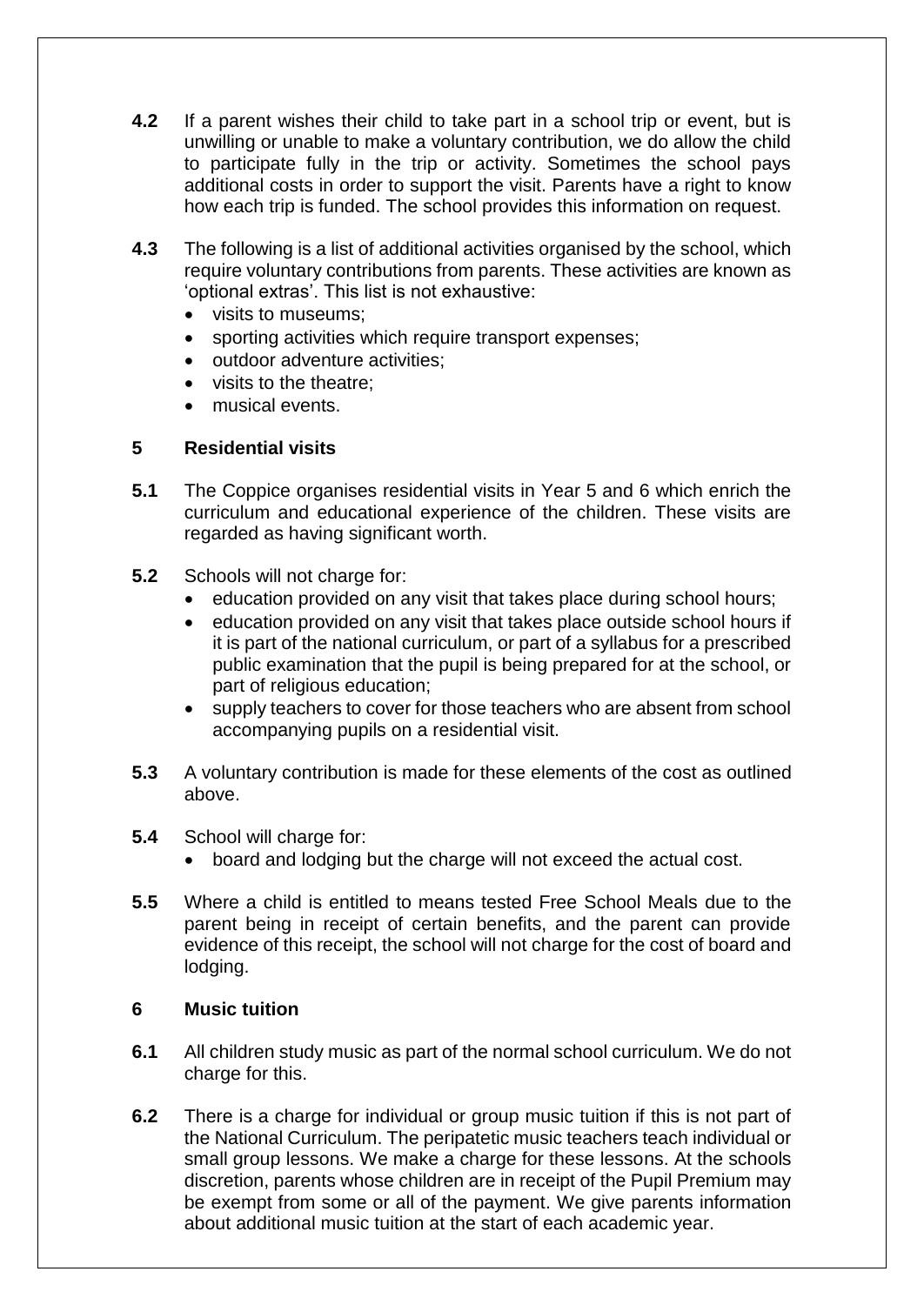**4.2** If a parent wishes their child to take part in a school trip or event, but is unwilling or unable to make a voluntary contribution, we do allow the child to participate fully in the trip or activity. Sometimes the school pays additional costs in order to support the visit. Parents have a right to know how each trip is funded. The school provides this information on request.

**4.3** The following is a list of additional activities organised by the school, which require voluntary contributions from parents. These activities are known as 'optional extras'. This list is not exhaustive:

- visits to museums;
- sporting activities which require transport expenses;
- outdoor adventure activities;
- visits to the theatre;
- musical events.

## 5 Residential visits

**5.1** The Coppice organises residential visits in Year 5 and 6 which enrich the curriculum and educational experience of the children. These visits are regarded as having significant worth.

**5.2** Schools will not charge for:

- education provided on any visit that takes place during school hours;
- education provided on any visit that takes place outside school hours if it is part of the national curriculum, or part of a syllabus for a prescribed public examination that the pupil is being prepared for at the school, or part of religious education;
- supply teachers to cover for those teachers who are absent from school accompanying pupils on a residential visit.

**5.3** A voluntary contribution is made for these elements of the cost as outlined above.

**5.4** School will charge for:

- board and lodging but the charge will not exceed the actual cost.

**5.5** Where a child is entitled to means tested Free School Meals due to the parent being in receipt of certain benefits, and the parent can provide evidence of this receipt, the school will not charge for the cost of board and lodging.

## 6 Music tuition

**6.1** All children study music as part of the normal school curriculum. We do not charge for this.

**6.2** There is a charge for individual or group music tuition if this is not part of the National Curriculum. The peripatetic music teachers teach individual or small group lessons. We make a charge for these lessons. At the schools discretion, parents whose children are in receipt of the Pupil Premium may be exempt from some or all of the payment. We give parents information about additional music tuition at the start of each academic year.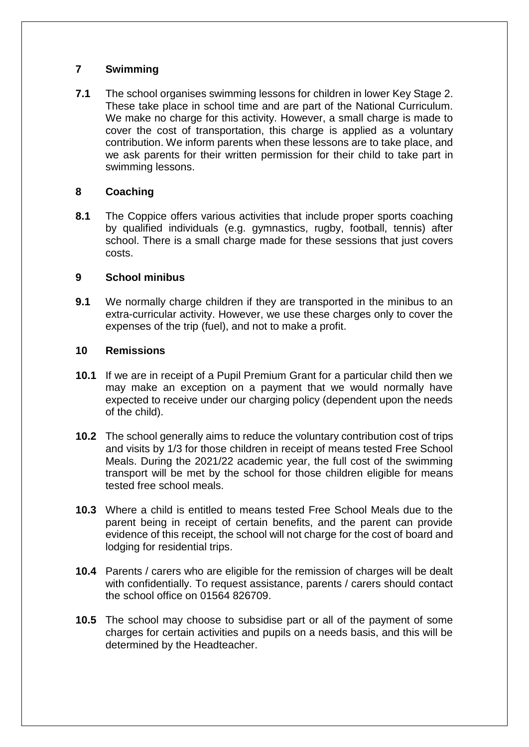## 7 Swimming

**7.1** The school organises swimming lessons for children in lower Key Stage 2. These take place in school time and are part of the National Curriculum. We make no charge for this activity. However, a small charge is made to cover the cost of transportation, this charge is applied as a voluntary contribution. We inform parents when these lessons are to take place, and we ask parents for their written permission for their child to take part in swimming lessons.

## 8 Coaching

**8.1** The Coppice offers various activities that include proper sports coaching by qualified individuals (e.g. gymnastics, rugby, football, tennis) after school. There is a small charge made for these sessions that just covers costs.

## 9 School minibus

**9.1** We normally charge children if they are transported in the minibus to an extra-curricular activity. However, we use these charges only to cover the expenses of the trip (fuel), and not to make a profit.

## 10 Remissions

**10.1** If we are in receipt of a Pupil Premium Grant for a particular child then we may make an exception on a payment that we would normally have expected to receive under our charging policy (dependent upon the needs of the child).

**10.2** The school generally aims to reduce the voluntary contribution cost of trips and visits by 1/3 for those children in receipt of means tested Free School Meals. During the 2021/22 academic year, the full cost of the swimming transport will be met by the school for those children eligible for means tested free school meals.

**10.3** Where a child is entitled to means tested Free School Meals due to the parent being in receipt of certain benefits, and the parent can provide evidence of this receipt, the school will not charge for the cost of board and lodging for residential trips.

**10.4** Parents / carers who are eligible for the remission of charges will be dealt with confidentially. To request assistance, parents / carers should contact the school office on 01564 826709.

**10.5** The school may choose to subsidise part or all of the payment of some charges for certain activities and pupils on a needs basis, and this will be determined by the Headteacher.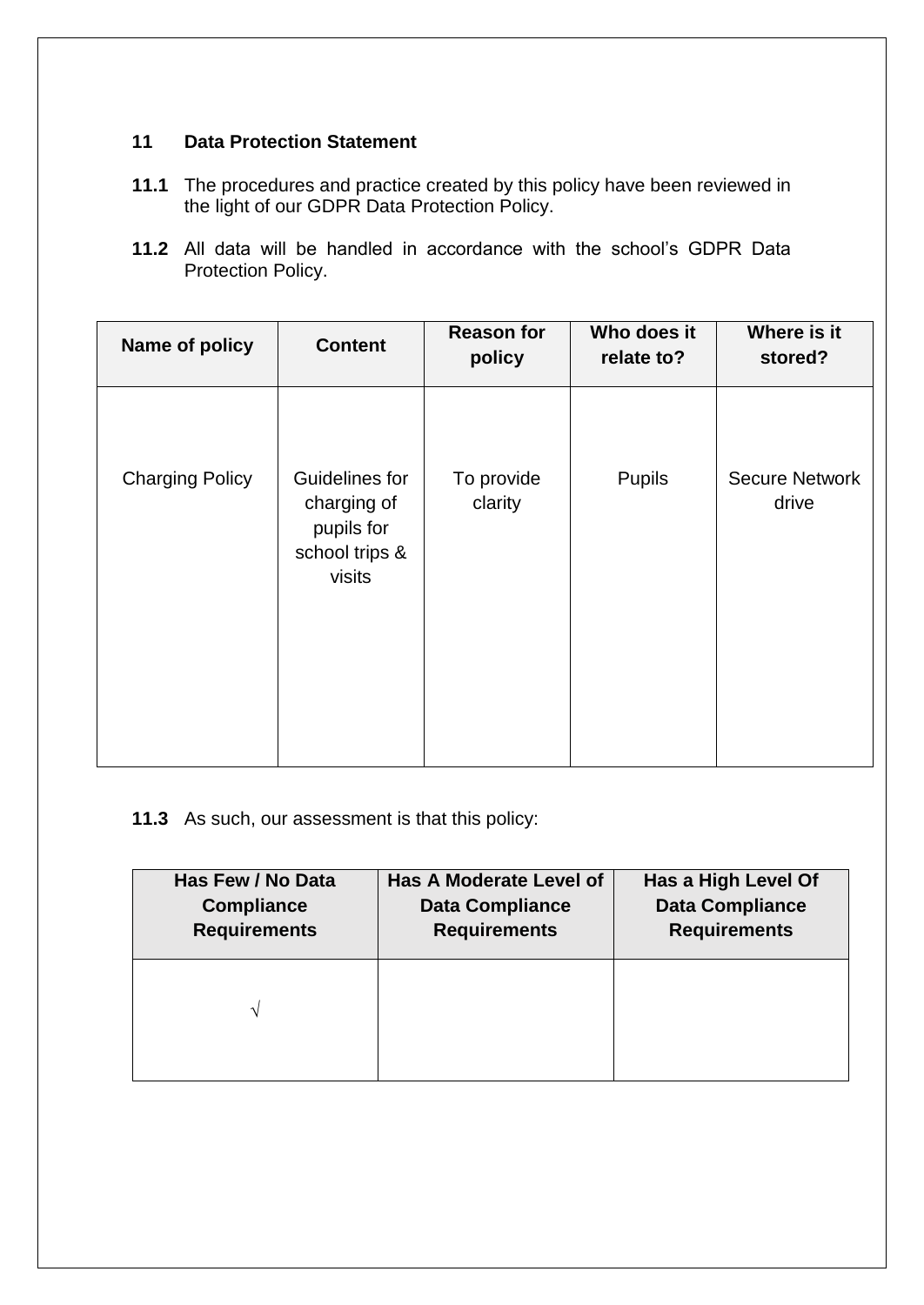## 11 Data Protection Statement

**11.1** The procedures and practice created by this policy have been reviewed in the light of our GDPR Data Protection Policy.

**11.2** All data will be handled in accordance with the school's GDPR Data Protection Policy.

| Name of policy | Content | Reason for policy | Who does it relate to? | Where is it stored? |
|---|---|---|---|---|
| Charging Policy | Guidelines for charging of pupils for school trips & visits | To provide clarity | Pupils | Secure Network drive |

**11.3** As such, our assessment is that this policy:

| Has Few / No Data Compliance Requirements | Has A Moderate Level of Data Compliance Requirements | Has a High Level Of Data Compliance Requirements |
|---|---|---|
| √ | | |